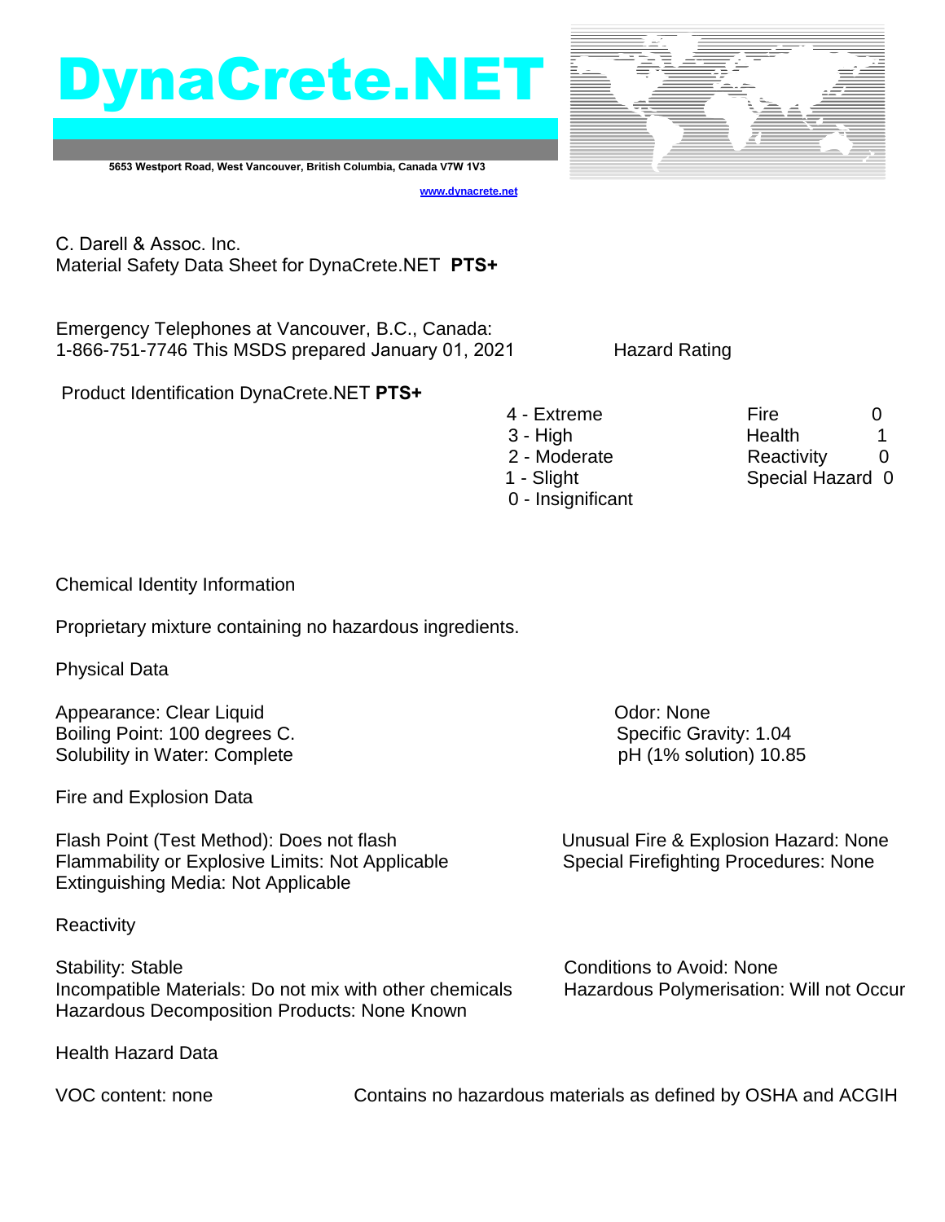# DynaCrete.NET

5653 Westport Road, West Vancouver, British Columbia, Canada V7W 1V3

www.dynacrete.net

C. Darell & Assoc. Inc.
Material Safety Data Sheet for DynaCrete.NET **PTS+**

Emergency Telephones at Vancouver, B.C., Canada:
1-866-751-7746 This MSDS prepared January 01, 2021

Product Identification DynaCrete.NET **PTS+**

## Hazard Rating

| Scale | | Category | Rating |
|---|---|---|---|
| 4 - Extreme | | Fire | 0 |
| 3 - High | | Health | 1 |
| 2 - Moderate | | Reactivity | 0 |
| 1 - Slight | | Special Hazard | 0 |
| 0 - Insignificant | | | |

## Chemical Identity Information

Proprietary mixture containing no hazardous ingredients.

## Physical Data

Appearance: Clear Liquid
Boiling Point: 100 degrees C.
Solubility in Water: Complete
Odor: None
Specific Gravity: 1.04
pH (1% solution) 10.85

## Fire and Explosion Data

Flash Point (Test Method): Does not flash
Flammability or Explosive Limits: Not Applicable
Extinguishing Media: Not Applicable
Unusual Fire & Explosion Hazard: None
Special Firefighting Procedures: None

## Reactivity

Stability: Stable
Incompatible Materials: Do not mix with other chemicals
Hazardous Decomposition Products: None Known
Conditions to Avoid: None
Hazardous Polymerisation: Will not Occur

## Health Hazard Data

VOC content: none

Contains no hazardous materials as defined by OSHA and ACGIH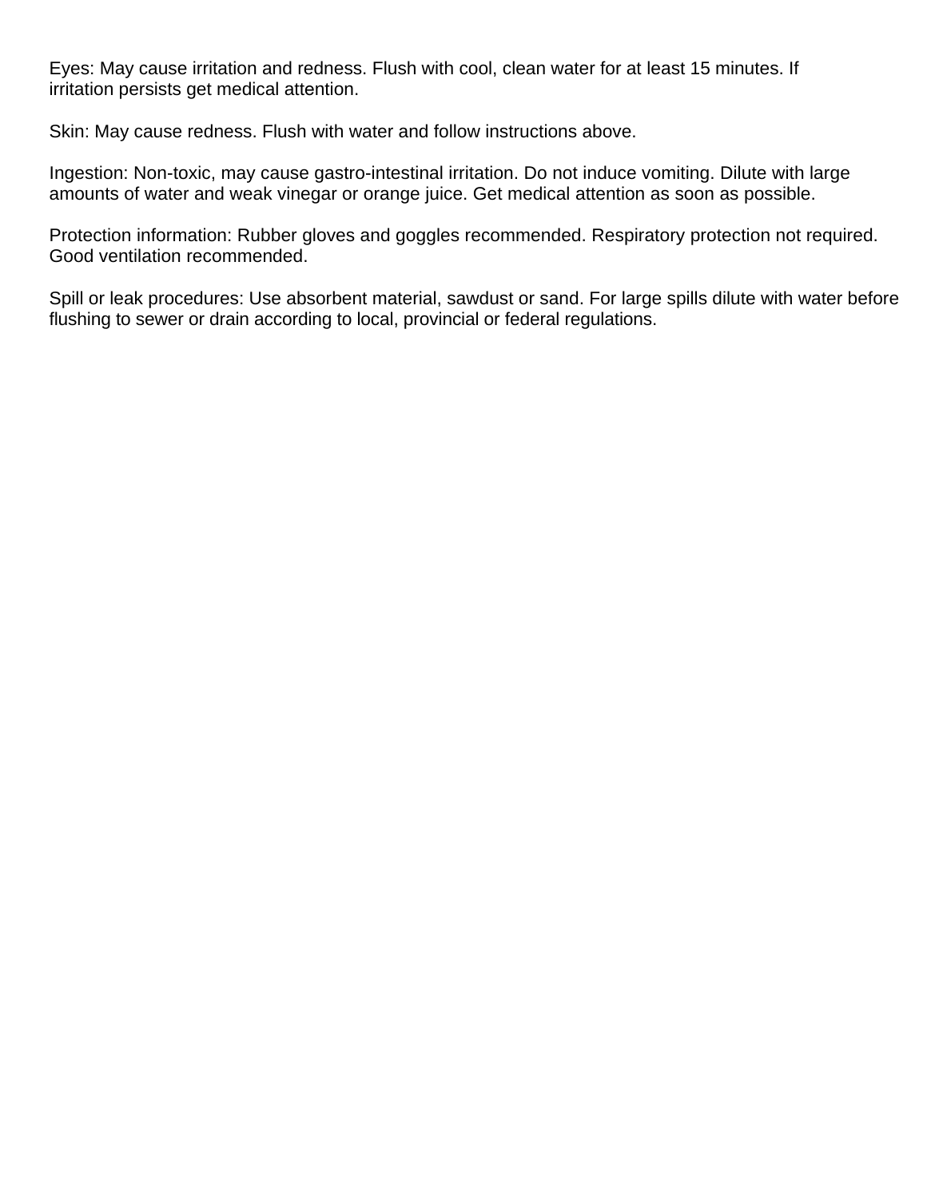Eyes: May cause irritation and redness. Flush with cool, clean water for at least 15 minutes. If irritation persists get medical attention.

Skin: May cause redness. Flush with water and follow instructions above.

Ingestion: Non-toxic, may cause gastro-intestinal irritation. Do not induce vomiting. Dilute with large amounts of water and weak vinegar or orange juice. Get medical attention as soon as possible.

Protection information: Rubber gloves and goggles recommended. Respiratory protection not required. Good ventilation recommended.

Spill or leak procedures: Use absorbent material, sawdust or sand. For large spills dilute with water before flushing to sewer or drain according to local, provincial or federal regulations.